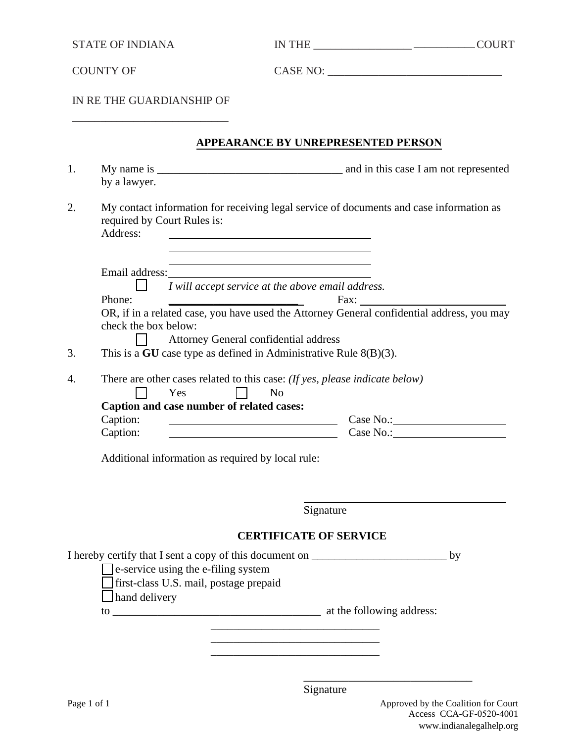STATE OF INDIANA　　　　IN THE ______________________ COURT

COUNTY OF　　　　　　　CASE NO: ______________________________

IN RE THE GUARDIANSHIP OF

____________________________

## APPEARANCE BY UNREPRESENTED PERSON

1. My name is _________________________________ and in this case I am not represented by a lawyer.

2. My contact information for receiving legal service of documents and case information as required by Court Rules is:
   Address: ____________________________________
   ____________________________________
   ____________________________________
   Email address: ____________________________________
   ☐ *I will accept service at the above email address.*
   Phone: ______________________ Fax: ______________________
   OR, if in a related case, you have used the Attorney General confidential address, you may check the box below:
   ☐ Attorney General confidential address

3. This is a **GU** case type as defined in Administrative Rule 8(B)(3).

4. There are other cases related to this case: *(If yes, please indicate below)*
   ☐ Yes　☐ No
   **Caption and case number of related cases:**
   Caption: ______________________________ Case No.: ____________________
   Caption: ______________________________ Case No.: ____________________

   Additional information as required by local rule:

____________________________________
Signature

## CERTIFICATE OF SERVICE

I hereby certify that I sent a copy of this document on ________________________ by
☐ e-service using the e-filing system
☐ first-class U.S. mail, postage prepaid
☐ hand delivery
to _____________________________________ at the following address:
______________________________
______________________________
______________________________

______________________________
Signature

Approved by the Coalition for Court Access CCA-GF-0520-4001
www.indianalegalhelp.org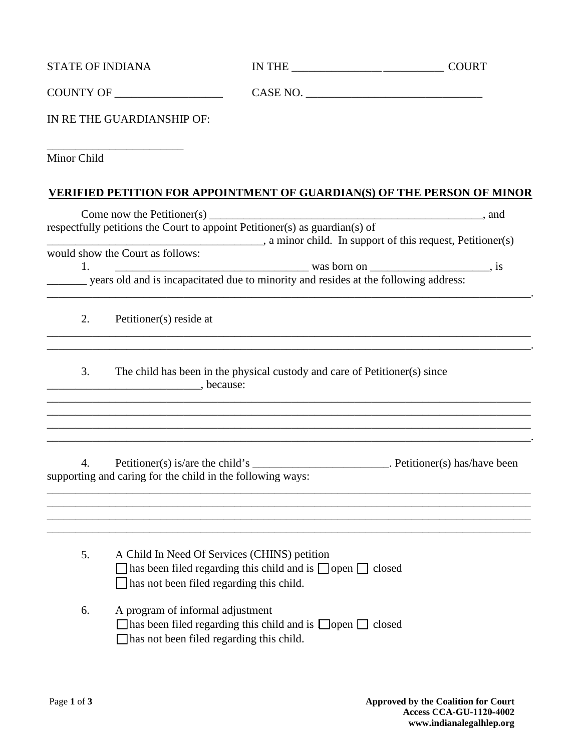STATE OF INDIANA IN THE ________________ __________ COURT

COUNTY OF ___________________ CASE NO. _______________________________

IN RE THE GUARDIANSHIP OF:

_________________________
Minor Child

**VERIFIED PETITION FOR APPOINTMENT OF GUARDIAN(S) OF THE PERSON OF MINOR**

Come now the Petitioner(s) ___________________________________________________, and respectfully petitions the Court to appoint Petitioner(s) as guardian(s) of ____________________________________, a minor child. In support of this request, Petitioner(s) would show the Court as follows:

1. __________________________________ was born on _____________________, is _______ years old and is incapacitated due to minority and resides at the following address: _____________________________________________________________________________________.

2. Petitioner(s) reside at _____________________________________________________________________________________ _____________________________________________________________________________________.

3. The child has been in the physical custody and care of Petitioner(s) since ___________________________, because:
_____________________________________________________________________________________
_____________________________________________________________________________________
_____________________________________________________________________________________
_____________________________________________________________________________________.

4. Petitioner(s) is/are the child's ________________________. Petitioner(s) has/have been supporting and caring for the child in the following ways:
_____________________________________________________________________________________
_____________________________________________________________________________________
_____________________________________________________________________________________
_____________________________________________________________________________________

5. A Child In Need Of Services (CHINS) petition
☐ has been filed regarding this child and is ☐ open ☐ closed
☐ has not been filed regarding this child.

6. A program of informal adjustment
☐ has been filed regarding this child and is ☐ open ☐ closed
☐ has not been filed regarding this child.

**Approved by the Coalition for Court Access CCA-GU-1120-4002**
**www.indianalegalhlep.org**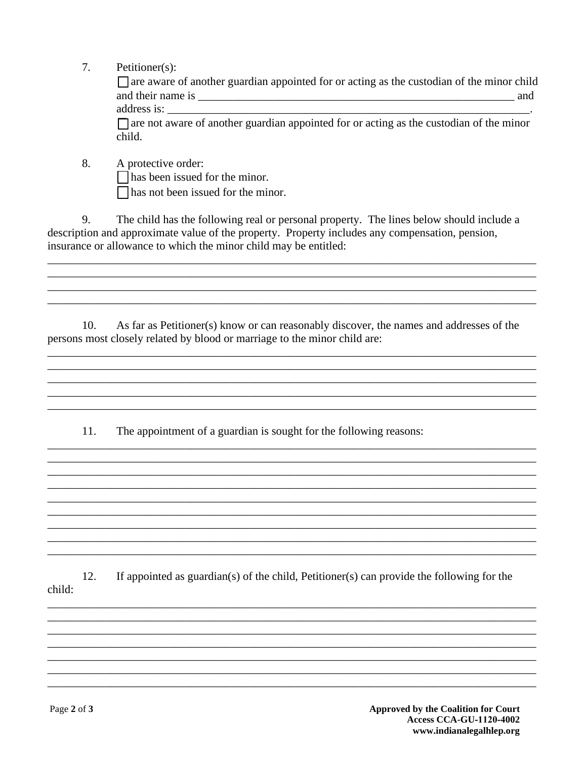7. Petitioner(s):

   ☐ are aware of another guardian appointed for or acting as the custodian of the minor child and their name is ____________________________________________________________ and address is: _________________________________________________________________.

   ☐ are not aware of another guardian appointed for or acting as the custodian of the minor child.

8. A protective order:

   ☐ has been issued for the minor.

   ☐ has not been issued for the minor.

9. The child has the following real or personal property. The lines below should include a description and approximate value of the property. Property includes any compensation, pension, insurance or allowance to which the minor child may be entitled:

______________________________________________________________________________________
______________________________________________________________________________________
______________________________________________________________________________________
______________________________________________________________________________________

10. As far as Petitioner(s) know or can reasonably discover, the names and addresses of the persons most closely related by blood or marriage to the minor child are:

______________________________________________________________________________________
______________________________________________________________________________________
______________________________________________________________________________________
______________________________________________________________________________________
______________________________________________________________________________________

11. The appointment of a guardian is sought for the following reasons:

______________________________________________________________________________________
______________________________________________________________________________________
______________________________________________________________________________________
______________________________________________________________________________________
______________________________________________________________________________________
______________________________________________________________________________________
______________________________________________________________________________________
______________________________________________________________________________________
______________________________________________________________________________________

12. If appointed as guardian(s) of the child, Petitioner(s) can provide the following for the child:

______________________________________________________________________________________
______________________________________________________________________________________
______________________________________________________________________________________
______________________________________________________________________________________
______________________________________________________________________________________
______________________________________________________________________________________
______________________________________________________________________________________

**Approved by the Coalition for Court Access CCA-GU-1120-4002**
**www.indianalegalhlep.org**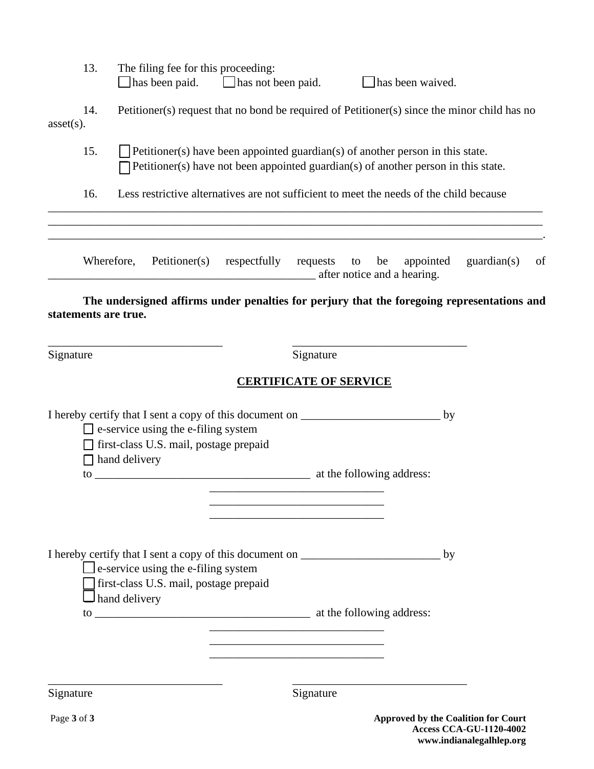13. The filing fee for this proceeding:
☐ has been paid. ☐ has not been paid. ☐ has been waived.

14. Petitioner(s) request that no bond be required of Petitioner(s) since the minor child has no asset(s).

15. ☐ Petitioner(s) have been appointed guardian(s) of another person in this state.
☐ Petitioner(s) have not been appointed guardian(s) of another person in this state.

16. Less restrictive alternatives are not sufficient to meet the needs of the child because ______________________________________________________________________________
______________________________________________________________________________
______________________________________________________________________________.

Wherefore, Petitioner(s) respectfully requests to be appointed guardian(s) of ________________________________________________ after notice and a hearing.

**The undersigned affirms under penalties for perjury that the foregoing representations and statements are true.**

______________________________ ______________________________
Signature Signature

## CERTIFICATE OF SERVICE

I hereby certify that I sent a copy of this document on ________________________ by
☐ e-service using the e-filing system
☐ first-class U.S. mail, postage prepaid
☐ hand delivery
to _____________________________________ at the following address:
______________________________
______________________________
______________________________

I hereby certify that I sent a copy of this document on ________________________ by
☐ e-service using the e-filing system
☐ first-class U.S. mail, postage prepaid
☐ hand delivery
to _____________________________________ at the following address:
______________________________
______________________________
______________________________

______________________________ ______________________________
Signature Signature

**Approved by the Coalition for Court Access CCA-GU-1120-4002**
**www.indianalegalhlep.org**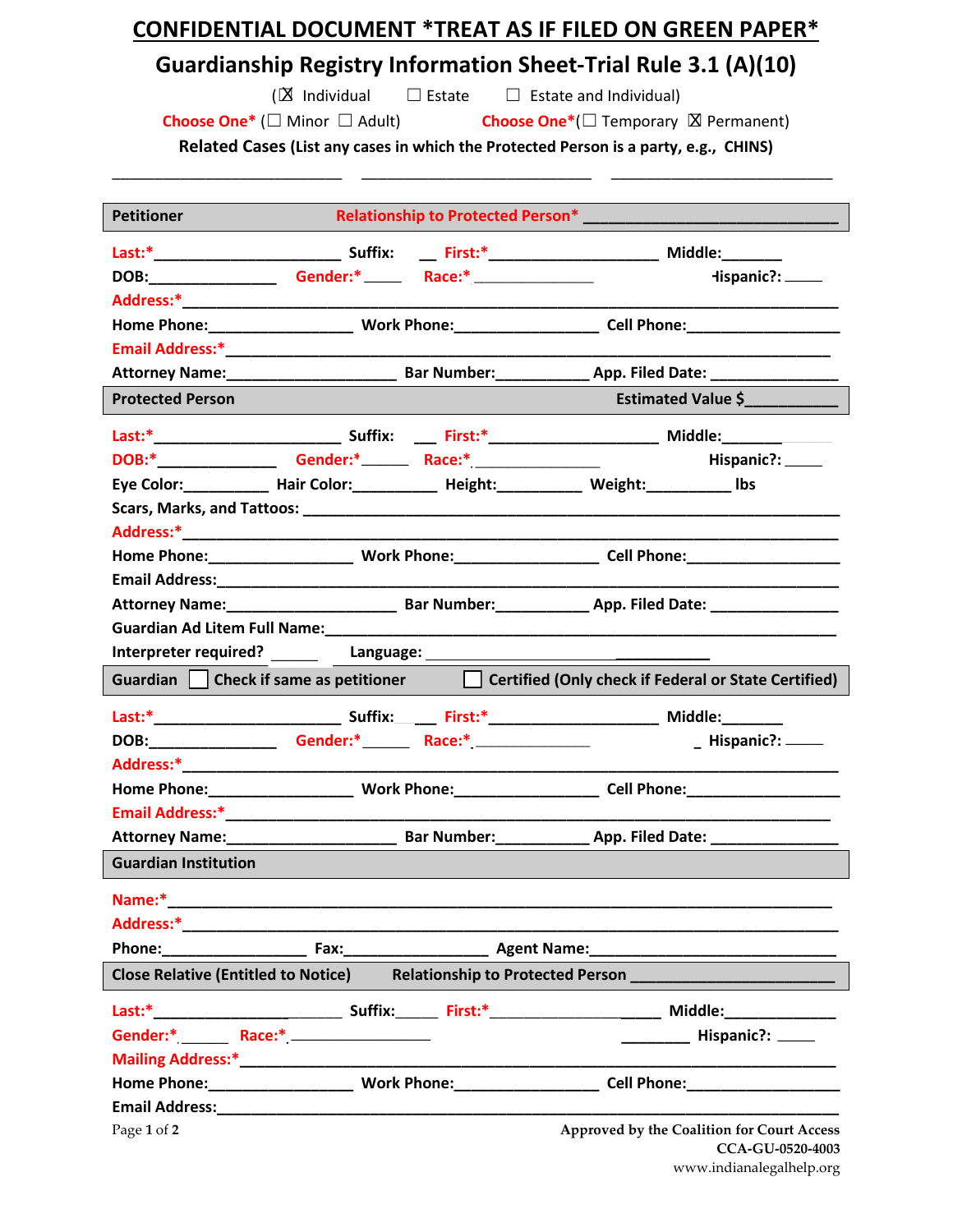# CONFIDENTIAL DOCUMENT *TREAT AS IF FILED ON GREEN PAPER*

## Guardianship Registry Information Sheet-Trial Rule 3.1 (A)(10)

(☒ Individual ☐ Estate ☐ Estate and Individual)

Choose One* (☐ Minor ☐ Adult) Choose One*(☐ Temporary ☒ Permanent)

**Related Cases (List any cases in which the Protected Person is a party, e.g., CHINS)**

___________________________ ___________________________ ___________________________

**Petitioner** Relationship to Protected Person* ______________________________

Last:*_____________________ Suffix: __ First:*___________________ Middle:_______

DOB:______________ Gender:*_____ Race:* ______________ Hispanic?: _____

Address:*_______________________________________________________________________

Home Phone:________________ Work Phone:________________ Cell Phone:_________________

Email Address:*__________________________________________________________________

Attorney Name:___________________ Bar Number:__________ App. Filed Date: ______________

**Protected Person** Estimated Value $__________

Last:*_____________________ Suffix: ___ First:*___________________ Middle:_______

DOB:*_____________ Gender:*______ Race:*______________ Hispanic?: _____

Eye Color:__________ Hair Color:__________ Height:_________ Weight:_________ lbs

Scars, Marks, and Tattoos: _______________________________________________________

Address:*_______________________________________________________________________

Home Phone:________________ Work Phone:________________ Cell Phone:_________________

Email Address:__________________________________________________________________

Attorney Name:___________________ Bar Number:__________ App. Filed Date: ______________

Guardian Ad Litem Full Name:_____________________________________________________

Interpreter required? _____ Language: ______________________________

**Guardian** ☐ **Check if same as petitioner** ☐ **Certified (Only check if Federal or State Certified)**

Last:*_____________________ Suffix: ___ First:*___________________ Middle:_______

DOB:______________ Gender:*______ Race:*______________ Hispanic?: _____

Address:*_______________________________________________________________________

Home Phone:________________ Work Phone:________________ Cell Phone:_________________

Email Address:*__________________________________________________________________

Attorney Name:___________________ Bar Number:__________ App. Filed Date: ______________

**Guardian Institution**

Name:*_________________________________________________________________________

Address:*_______________________________________________________________________

Phone:________________ Fax:________________ Agent Name:___________________________

**Close Relative (Entitled to Notice)** Relationship to Protected Person _______________________

Last:*_____________________ Suffix:_____ First:*___________________ Middle:____________

Gender:*______ Race:*________________ Hispanic?: _____

Mailing Address:*________________________________________________________________

Home Phone:________________ Work Phone:________________ Cell Phone:_________________

Email Address:__________________________________________________________________

Approved by the Coalition for Court Access
CCA-GU-0520-4003
www.indianalegalhelp.org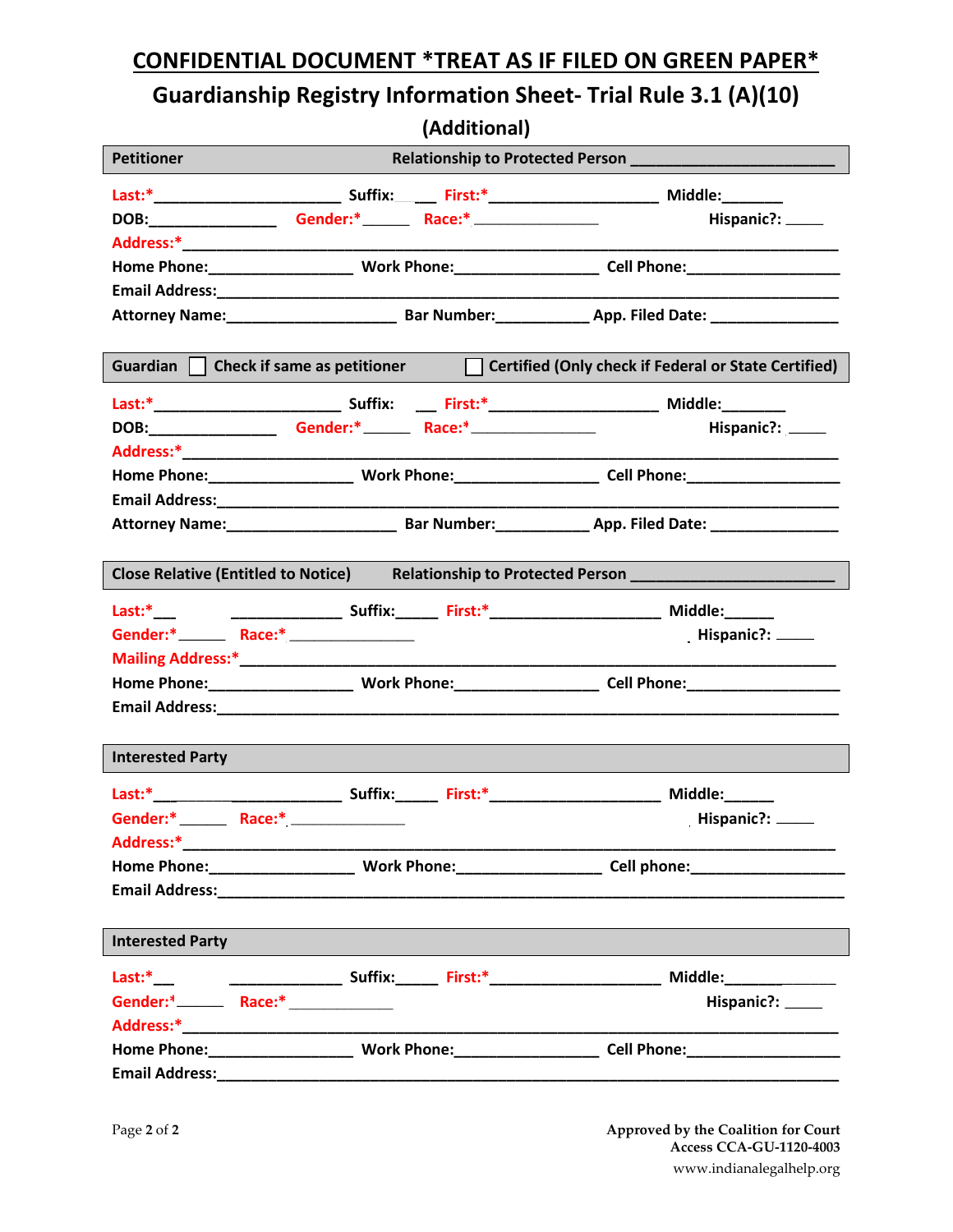# CONFIDENTIAL DOCUMENT *TREAT AS IF FILED ON GREEN PAPER*

## Guardianship Registry Information Sheet- Trial Rule 3.1 (A)(10)

## (Additional)

**Petitioner** **Relationship to Protected Person** ________________________

Last:* ______________________ Suffix: ___ First:* ____________________ Middle: _______

DOB: _______________ Gender:* ______ Race:* _______________ Hispanic?: _____

Address:* ________________________________________________________________________

Home Phone: _________________ Work Phone: _________________ Cell Phone: __________________

Email Address: _____________________________________________________________________

Attorney Name: ____________________ Bar Number: ___________ App. Filed Date: _______________

**Guardian** ☐ **Check if same as petitioner** ☐ **Certified (Only check if Federal or State Certified)**

Last:* ______________________ Suffix: ___ First:* ____________________ Middle: _______

DOB: _______________ Gender:* ______ Race:* _______________ Hispanic?: _____

Address:* ________________________________________________________________________

Home Phone: _________________ Work Phone: _________________ Cell Phone: __________________

Email Address: _____________________________________________________________________

Attorney Name: ____________________ Bar Number: ___________ App. Filed Date: _______________

**Close Relative (Entitled to Notice)** **Relationship to Protected Person** ________________________

Last:* ___ _____________ Suffix: _____ First:* ____________________ Middle: ______

Gender:* ______ Race:* _______________ Hispanic?: _____

Mailing Address:* __________________________________________________________________

Home Phone: _________________ Work Phone: _________________ Cell Phone: __________________

Email Address: _____________________________________________________________________

**Interested Party**

Last:* ______________________ Suffix: _____ First:* ____________________ Middle: ______

Gender:* ______ Race:* ______________ Hispanic?: _____

Address:* ________________________________________________________________________

Home Phone: _________________ Work Phone: _________________ Cell phone: __________________

Email Address: _____________________________________________________________________

**Interested Party**

Last:* ___ _____________ Suffix: _____ First:* ____________________ Middle: _____________

Gender:* ______ Race:* _____________ Hispanic?: _____

Address:* ________________________________________________________________________

Home Phone: _________________ Work Phone: _________________ Cell Phone: __________________

Email Address: _____________________________________________________________________

Approved by the Coalition for Court Access CCA-GU-1120-4003
www.indianalegalhelp.org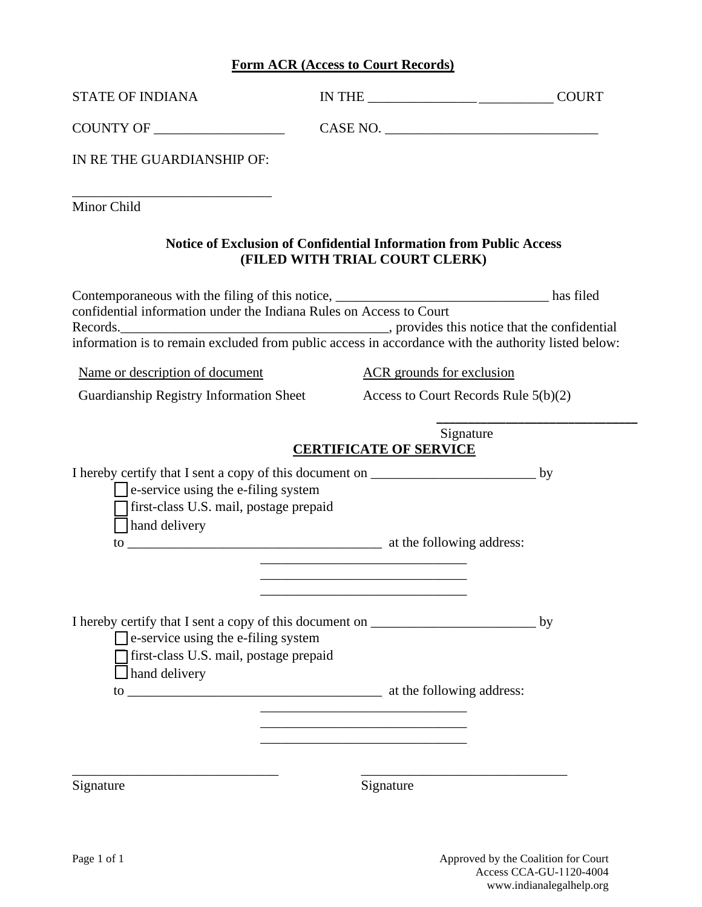**Form ACR (Access to Court Records)**

STATE OF INDIANA IN THE _______________ __________ COURT

COUNTY OF __________________ CASE NO. ______________________________

IN RE THE GUARDIANSHIP OF:

_____________________________
Minor Child

**Notice of Exclusion of Confidential Information from Public Access**
**(FILED WITH TRIAL COURT CLERK)**

Contemporaneous with the filing of this notice, _______________________________ has filed confidential information under the Indiana Rules on Access to Court Records._______________________________________, provides this notice that the confidential information is to remain excluded from public access in accordance with the authority listed below:

| Name or description of document | ACR grounds for exclusion |
|---|---|
| Guardianship Registry Information Sheet | Access to Court Records Rule 5(b)(2) |

_____________________________
Signature

**CERTIFICATE OF SERVICE**

I hereby certify that I sent a copy of this document on ________________________ by

☐ e-service using the e-filing system
☐ first-class U.S. mail, postage prepaid
☐ hand delivery

to _____________________________________ at the following address:

______________________________
______________________________
______________________________

I hereby certify that I sent a copy of this document on ________________________ by

☐ e-service using the e-filing system
☐ first-class U.S. mail, postage prepaid
☐ hand delivery

to _____________________________________ at the following address:

______________________________
______________________________
______________________________

______________________________ ______________________________
Signature Signature

Approved by the Coalition for Court Access CCA-GU-1120-4004
www.indianalegalhelp.org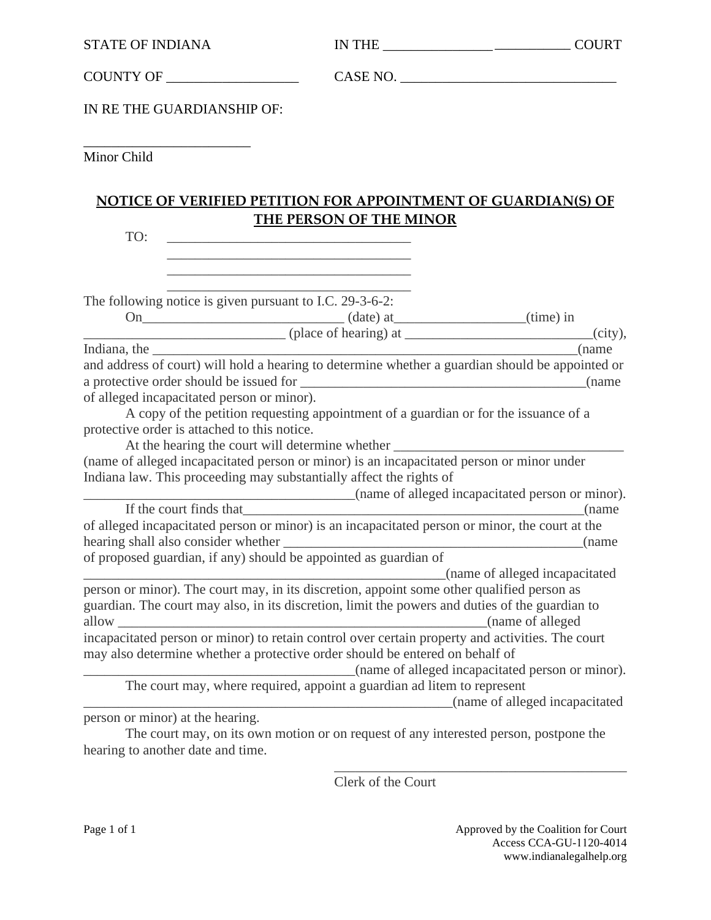STATE OF INDIANA IN THE _______________ __________ COURT

COUNTY OF ___________________ CASE NO. _______________________________

IN RE THE GUARDIANSHIP OF:

________________________
Minor Child

## NOTICE OF VERIFIED PETITION FOR APPOINTMENT OF GUARDIAN(S) OF THE PERSON OF THE MINOR

TO: ___________________________________
___________________________________
___________________________________
___________________________________

The following notice is given pursuant to I.C. 29-3-6-2:

On_____________________________ (date) at__________________(time) in _____________________________ (place of hearing) at ___________________________(city), Indiana, the ______________________________________________________________(name and address of court) will hold a hearing to determine whether a guardian should be appointed or a protective order should be issued for _________________________________________(name of alleged incapacitated person or minor).

A copy of the petition requesting appointment of a guardian or for the issuance of a protective order is attached to this notice.

At the hearing the court will determine whether _________________________________ (name of alleged incapacitated person or minor) is an incapacitated person or minor under Indiana law. This proceeding may substantially affect the rights of ________________________________________(name of alleged incapacitated person or minor).

If the court finds that__________________________________________________(name of alleged incapacitated person or minor) is an incapacitated person or minor, the court at the hearing shall also consider whether ____________________________________________(name of proposed guardian, if any) should be appointed as guardian of ______________________________________________________(name of alleged incapacitated person or minor). The court may, in its discretion, appoint some other qualified person as guardian. The court may also, in its discretion, limit the powers and duties of the guardian to allow ______________________________________________________(name of alleged incapacitated person or minor) to retain control over certain property and activities. The court may also determine whether a protective order should be entered on behalf of ________________________________________(name of alleged incapacitated person or minor).

The court may, where required, appoint a guardian ad litem to represent _______________________________________________________(name of alleged incapacitated person or minor) at the hearing.

The court may, on its own motion or on request of any interested person, postpone the hearing to another date and time.

____________________________________________
Clerk of the Court

Approved by the Coalition for Court Access CCA-GU-1120-4014
www.indianalegalhelp.org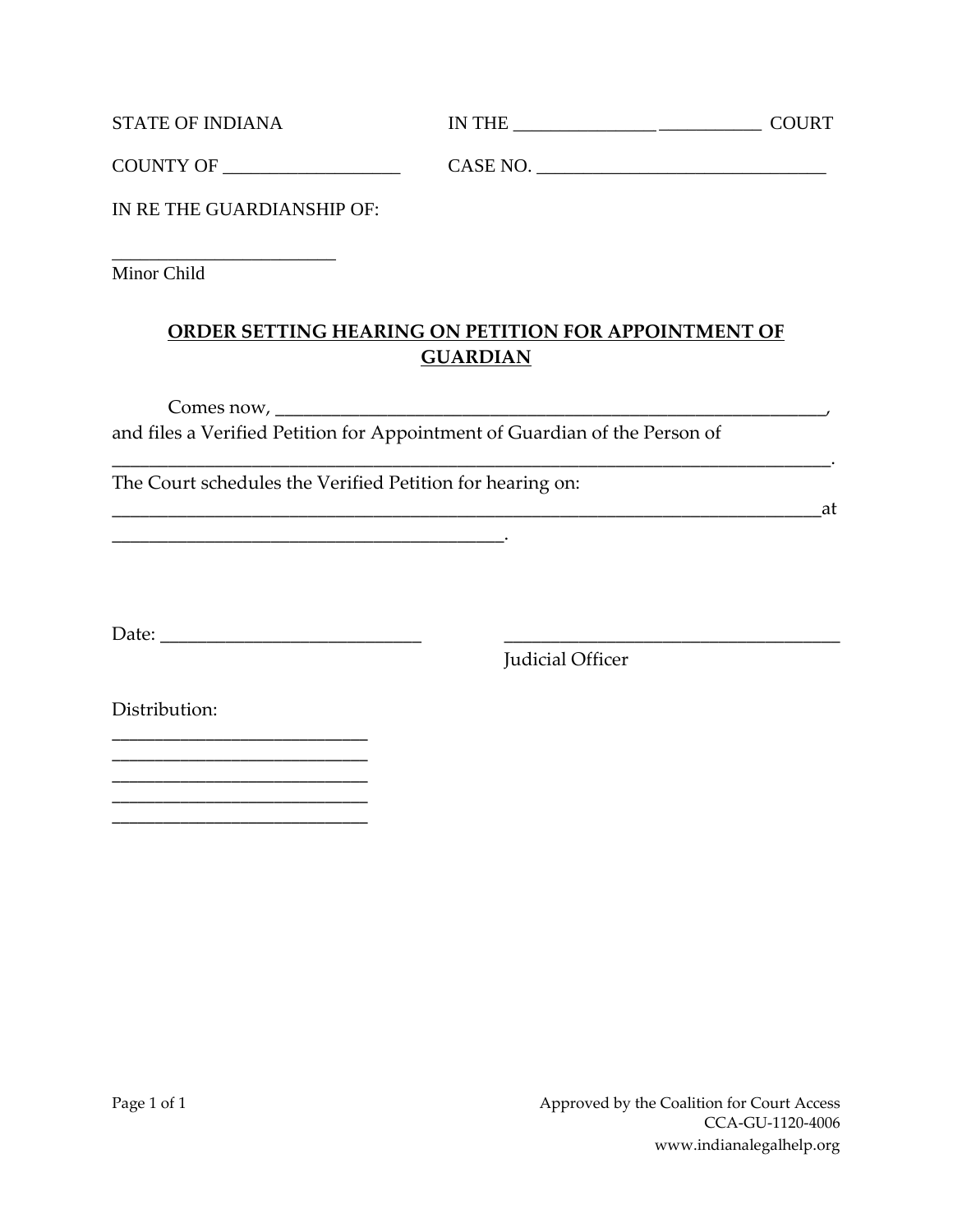STATE OF INDIANA IN THE _______________ ___________ COURT

COUNTY OF ___________________ CASE NO. _______________________________

IN RE THE GUARDIANSHIP OF:

________________________
Minor Child

## ORDER SETTING HEARING ON PETITION FOR APPOINTMENT OF GUARDIAN

Comes now, ___________________________________________________________, and files a Verified Petition for Appointment of Guardian of the Person of ______________________________________________________________________________.
The Court schedules the Verified Petition for hearing on: _____________________________________________________________________________at __________________________________________.

Date: ___________________________ ____________________________________
Judicial Officer

Distribution:
___________________________
___________________________
___________________________
___________________________
___________________________

Approved by the Coalition for Court Access
CCA-GU-1120-4006
www.indianalegalhelp.org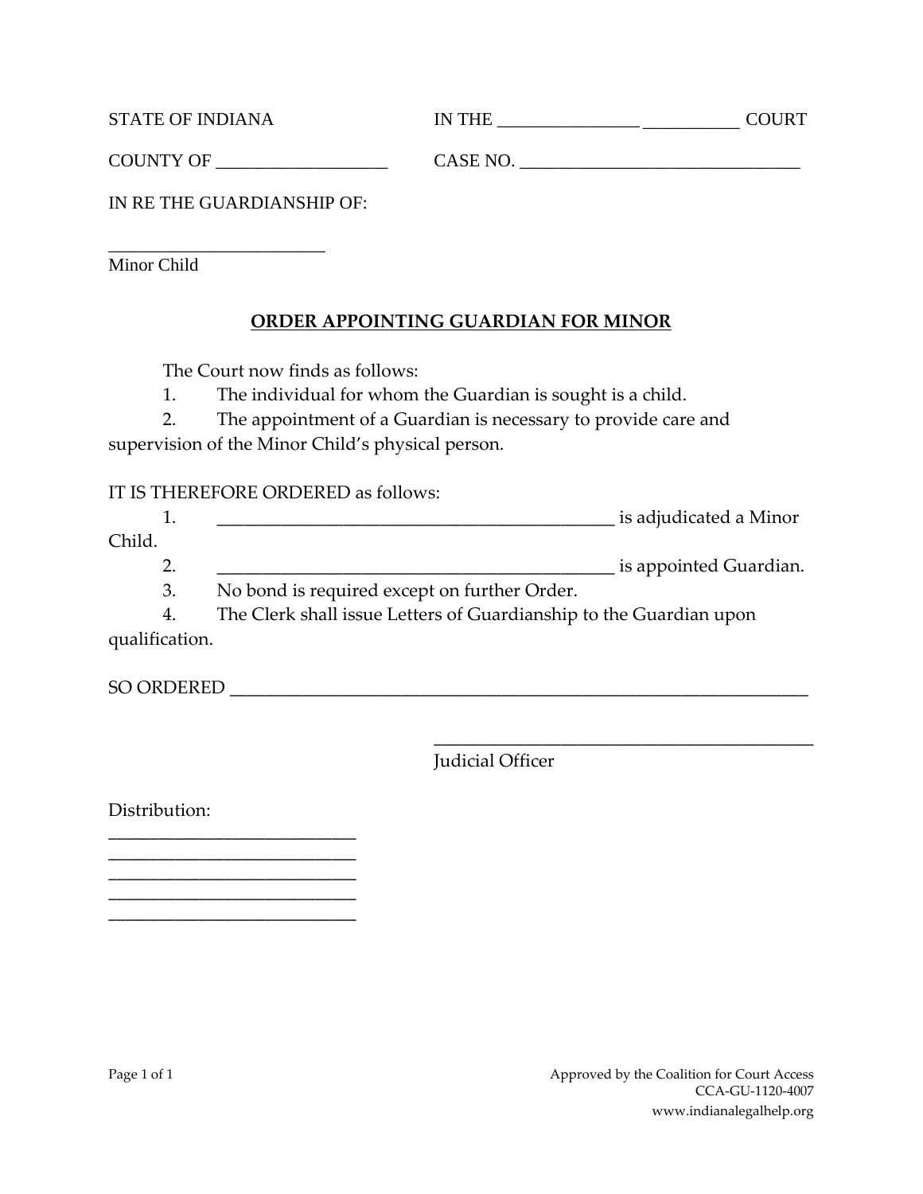STATE OF INDIANA IN THE ________________ ___________ COURT

COUNTY OF ___________________ CASE NO. _______________________________

IN RE THE GUARDIANSHIP OF:

_________________________
Minor Child

**ORDER APPOINTING GUARDIAN FOR MINOR**

The Court now finds as follows:

1. The individual for whom the Guardian is sought is a child.
2. The appointment of a Guardian is necessary to provide care and supervision of the Minor Child's physical person.

IT IS THEREFORE ORDERED as follows:

1. _____________________________________________ is adjudicated a Minor Child.
2. _____________________________________________ is appointed Guardian.
3. No bond is required except on further Order.
4. The Clerk shall issue Letters of Guardianship to the Guardian upon qualification.

SO ORDERED ___________________________________________________________________

____________________________________________
Judicial Officer

Distribution:
____________________________
____________________________
____________________________
____________________________
____________________________

Approved by the Coalition for Court Access
CCA-GU-1120-4007
www.indianalegalhelp.org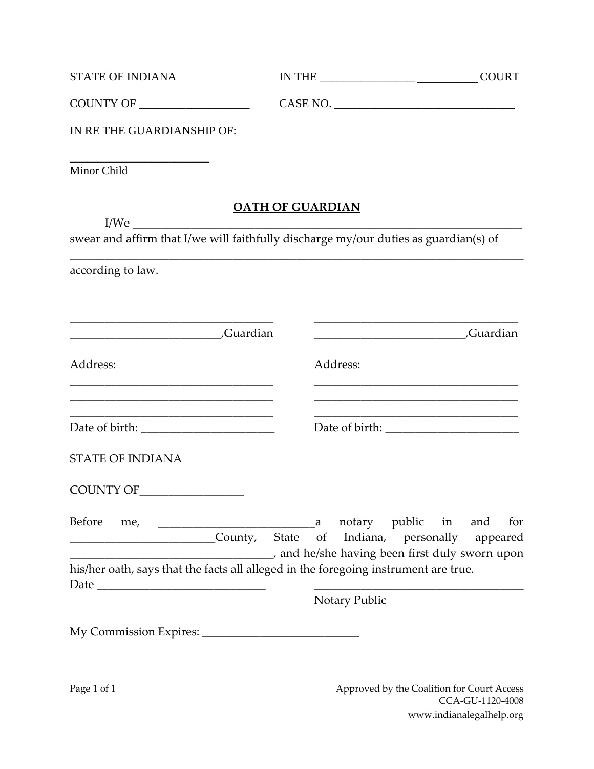STATE OF INDIANA IN THE ________________ __________ COURT

COUNTY OF ___________________ CASE NO. _______________________________

IN RE THE GUARDIANSHIP OF:

________________________
Minor Child

**OATH OF GUARDIAN**

I/We ____________________________________________________________________
swear and affirm that I/we will faithfully discharge my/our duties as guardian(s) of
_____________________________________________________________________________
according to law.

___________________________________
_________________________,Guardian

Address:
___________________________________
___________________________________
___________________________________
Date of birth: ______________________

___________________________________
_________________________,Guardian

Address:
___________________________________
___________________________________
___________________________________
Date of birth: ______________________

STATE OF INDIANA

COUNTY OF_________________

Before me, __________________________a notary public in and for ________________________County, State of Indiana, personally appeared __________________________________, and he/she having been first duly sworn upon his/her oath, says that the facts all alleged in the foregoing instrument are true.

Date ____________________________

___________________________________
Notary Public

My Commission Expires: ___________________________

Approved by the Coalition for Court Access
CCA-GU-1120-4008
www.indianalegalhelp.org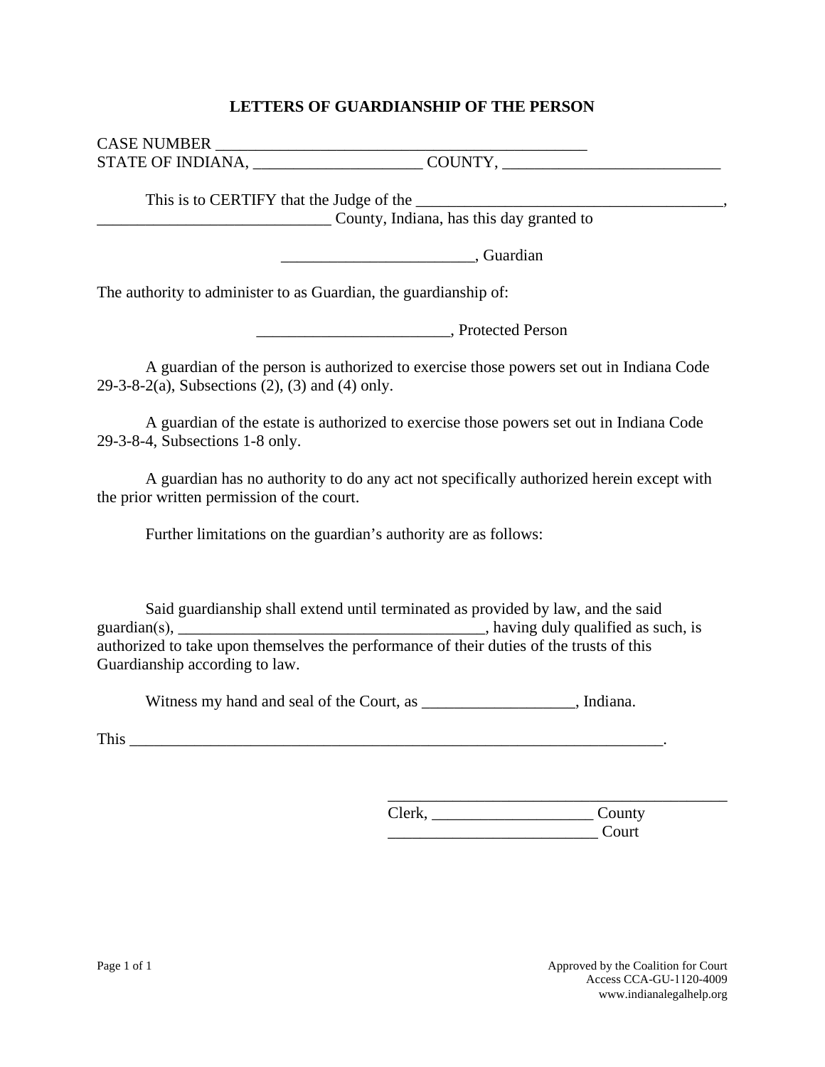# LETTERS OF GUARDIANSHIP OF THE PERSON

CASE NUMBER _______________________________________________
STATE OF INDIANA, _____________________ COUNTY, ___________________________

This is to CERTIFY that the Judge of the ______________________________________, _____________________________ County, Indiana, has this day granted to

_______________________, Guardian

The authority to administer to as Guardian, the guardianship of:

_______________________, Protected Person

A guardian of the person is authorized to exercise those powers set out in Indiana Code 29-3-8-2(a), Subsections (2), (3) and (4) only.

A guardian of the estate is authorized to exercise those powers set out in Indiana Code 29-3-8-4, Subsections 1-8 only.

A guardian has no authority to do any act not specifically authorized herein except with the prior written permission of the court.

Further limitations on the guardian's authority are as follows:

Said guardianship shall extend until terminated as provided by law, and the said guardian(s), ______________________________________, having duly qualified as such, is authorized to take upon themselves the performance of their duties of the trusts of this Guardianship according to law.

Witness my hand and seal of the Court, as __________________, Indiana.

This ____________________________________________________________________.

__________________________________________
Clerk, ____________________ County
__________________________ Court

Approved by the Coalition for Court Access CCA-GU-1120-4009
www.indianalegalhelp.org